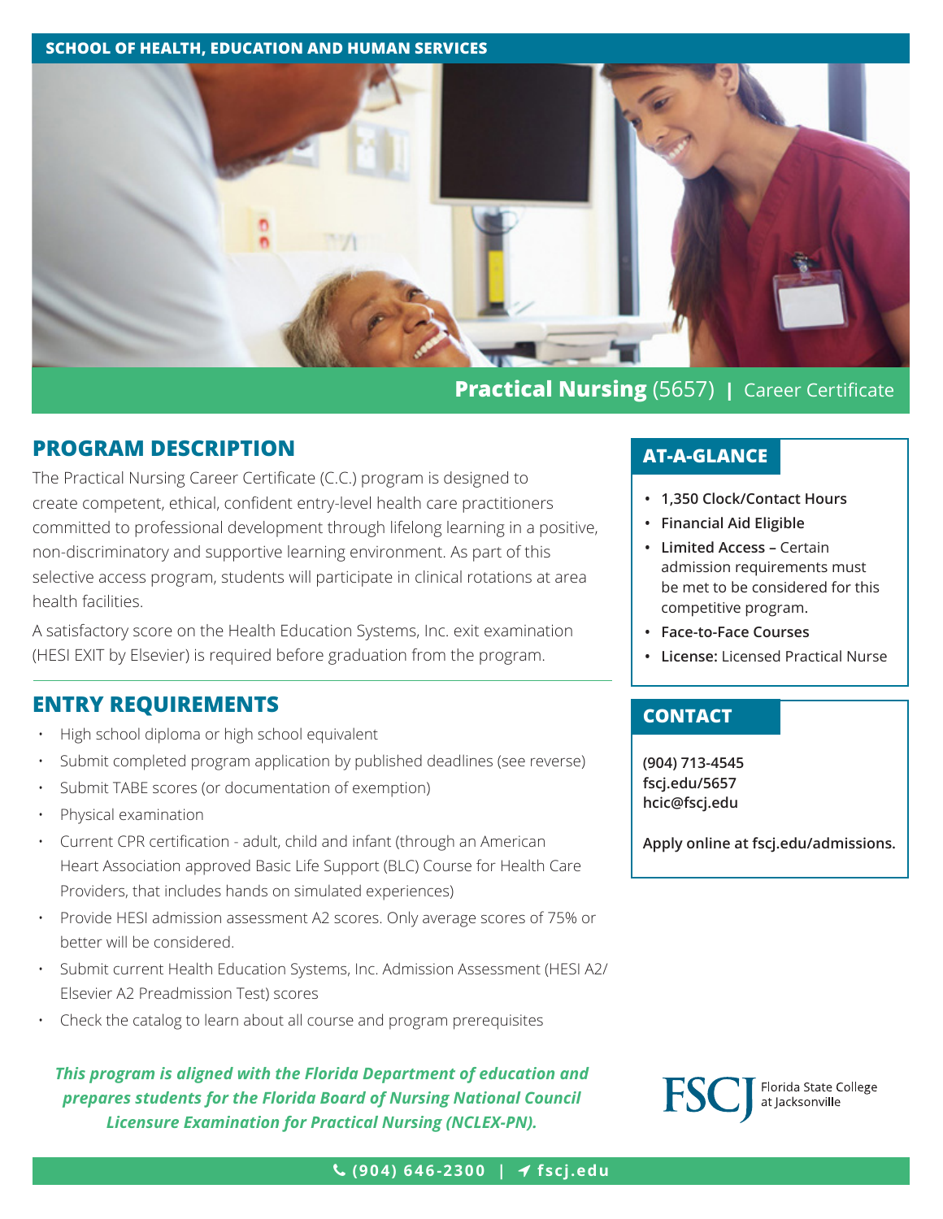SCHOOL OF HEALTH, EDUCATION AND HUMAN SERVICES

# **Practical Nursing** (5657) | Career Certificate

## PROGRAM DESCRIPTION

The Practical Nursing Career Certificate (C.C.) program is designed to create competent, ethical, confident entry-level health care practitioners committed to professional development through lifelong learning in a positive, non-discriminatory and supportive learning environment. As part of this selective access program, students will participate in clinical rotations at area health facilities.

A satisfactory score on the Health Education Systems, Inc. exit examination (HESI EXIT by Elsevier) is required before graduation from the program.

## ENTRY REQUIREMENTS

- High school diploma or high school equivalent
- Submit completed program application by published deadlines (see reverse)
- Submit TABE scores (or documentation of exemption)
- Physical examination
- Current CPR certification - adult, child and infant (through an American Heart Association approved Basic Life Support (BLC) Course for Health Care Providers, that includes hands on simulated experiences)
- Provide HESI admission assessment A2 scores. Only average scores of 75% or better will be considered.
- Submit current Health Education Systems, Inc. Admission Assessment (HESI A2/ Elsevier A2 Preadmission Test) scores
- Check the catalog to learn about all course and program prerequisites

***This program is aligned with the Florida Department of education and prepares students for the Florida Board of Nursing National Council Licensure Examination for Practical Nursing (NCLEX-PN).***

## AT-A-GLANCE

- **1,350 Clock/Contact Hours**
- **Financial Aid Eligible**
- **Limited Access –** Certain admission requirements must be met to be considered for this competitive program.
- **Face-to-Face Courses**
- **License:** Licensed Practical Nurse

## CONTACT

**(904) 713-4545**
**fscj.edu/5657**
**hcic@fscj.edu**

**Apply online at fscj.edu/admissions.**

FSCJ Florida State College at Jacksonville

**(904) 646-2300 | fscj.edu**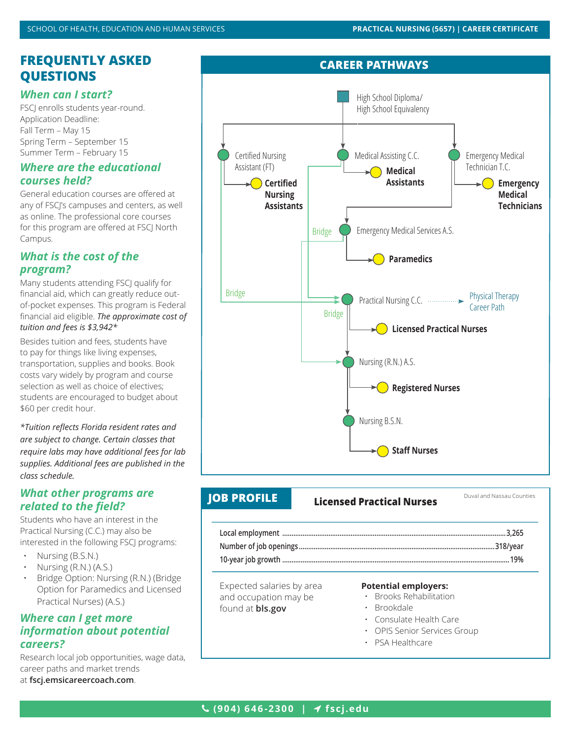## FREQUENTLY ASKED QUESTIONS

### *When can I start?*

FSCJ enrolls students year-round.
Application Deadline:
Fall Term – May 15
Spring Term – September 15
Summer Term – February 15

### *Where are the educational courses held?*

General education courses are offered at any of FSCJ's campuses and centers, as well as online. The professional core courses for this program are offered at FSCJ North Campus.

### *What is the cost of the program?*

Many students attending FSCJ qualify for financial aid, which can greatly reduce out-of-pocket expenses. This program is Federal financial aid eligible. *The approximate cost of tuition and fees is $3,942**

Besides tuition and fees, students have to pay for things like living expenses, transportation, supplies and books. Book costs vary widely by program and course selection as well as choice of electives; students are encouraged to budget about $60 per credit hour.

**Tuition reflects Florida resident rates and are subject to change. Certain classes that require labs may have additional fees for lab supplies. Additional fees are published in the class schedule.*

### *What other programs are related to the field?*

Students who have an interest in the Practical Nursing (C.C.) may also be interested in the following FSCJ programs:

- Nursing (B.S.N.)
- Nursing (R.N.) (A.S.)
- Bridge Option: Nursing (R.N.) (Bridge Option for Paramedics and Licensed Practical Nurses) (A.S.)

### *Where can I get more information about potential careers?*

Research local job opportunities, wage data, career paths and market trends at **fscj.emsicareercoach.com**.

## CAREER PATHWAYS

High School Diploma/ High School Equivalency

Certified Nursing Assistant (FT)

**Certified Nursing Assistants**

Medical Assisting C.C.

**Medical Assistants**

Emergency Medical Technician T.C.

**Emergency Medical Technicians**

Bridge

Emergency Medical Services A.S.

**Paramedics**

Bridge

Practical Nursing C.C.

Physical Therapy Career Path

Bridge

**Licensed Practical Nurses**

Nursing (R.N.) A.S.

**Registered Nurses**

Nursing B.S.N.

**Staff Nurses**

## JOB PROFILE

**Licensed Practical Nurses**

Duval and Nassau Counties

| | |
|---|---|
| Local employment | 3,265 |
| Number of job openings | 318/year |
| 10-year job growth | 19% |

Expected salaries by area and occupation may be found at **bls.gov**

**Potential employers:**

- Brooks Rehabilitation
- Brookdale
- Consulate Health Care
- OPIS Senior Services Group
- PSA Healthcare

(904) 646-2300 | fscj.edu